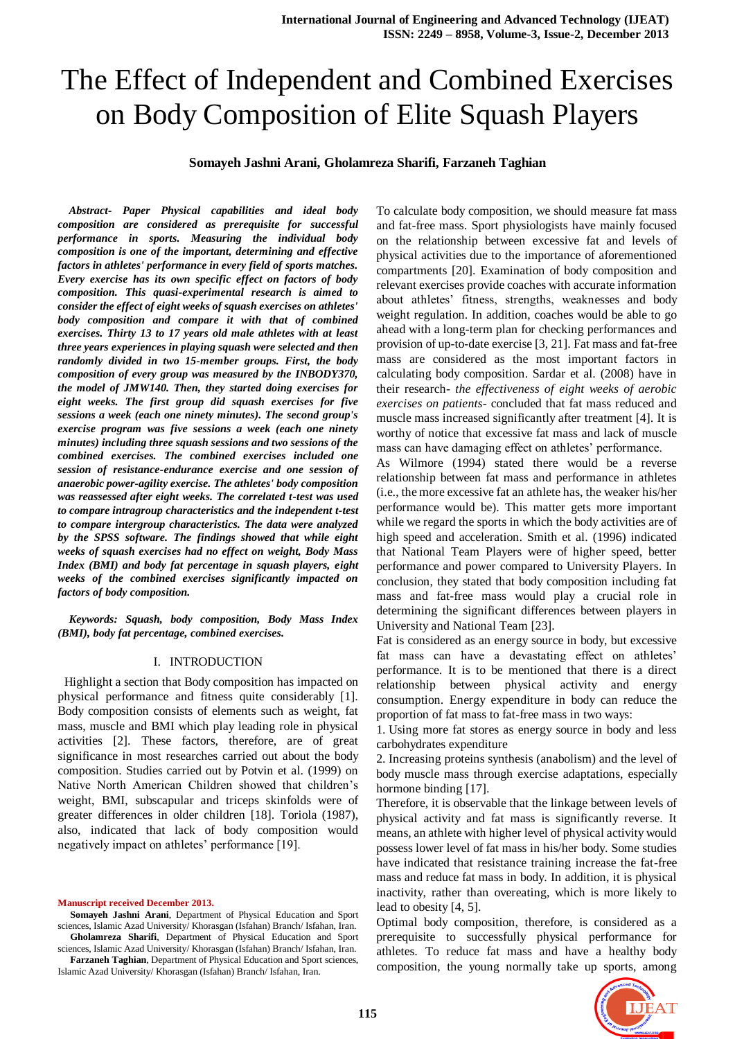# The Effect of Independent and Combined Exercises on Body Composition of Elite Squash Players

**Somayeh Jashni Arani, Gholamreza Sharifi, Farzaneh Taghian**

***Abstract- Paper Physical capabilities and ideal body composition are considered as prerequisite for successful performance in sports. Measuring the individual body composition is one of the important, determining and effective factors in athletes' performance in every field of sports matches. Every exercise has its own specific effect on factors of body composition. This quasi-experimental research is aimed to consider the effect of eight weeks of squash exercises on athletes' body composition and compare it with that of combined exercises. Thirty 13 to 17 years old male athletes with at least three years experiences in playing squash were selected and then randomly divided in two 15-member groups. First, the body composition of every group was measured by the INBODY370, the model of JMW140. Then, they started doing exercises for eight weeks. The first group did squash exercises for five sessions a week (each one ninety minutes). The second group's exercise program was five sessions a week (each one ninety minutes) including three squash sessions and two sessions of the combined exercises. The combined exercises included one session of resistance-endurance exercise and one session of anaerobic power-agility exercise. The athletes' body composition was reassessed after eight weeks. The correlated t-test was used to compare intragroup characteristics and the independent t-test to compare intergroup characteristics. The data were analyzed by the SPSS software. The findings showed that while eight weeks of squash exercises had no effect on weight, Body Mass Index (BMI) and body fat percentage in squash players, eight weeks of the combined exercises significantly impacted on factors of body composition.***

***Keywords: Squash, body composition, Body Mass Index (BMI), body fat percentage, combined exercises.***

## I. INTRODUCTION

Highlight a section that Body composition has impacted on physical performance and fitness quite considerably [1]. Body composition consists of elements such as weight, fat mass, muscle and BMI which play leading role in physical activities [2]. These factors, therefore, are of great significance in most researches carried out about the body composition. Studies carried out by Potvin et al. (1999) on Native North American Children showed that children's weight, BMI, subscapular and triceps skinfolds were of greater differences in older children [18]. Toriola (1987), also, indicated that lack of body composition would negatively impact on athletes' performance [19].

**Manuscript received December 2013.**

**Somayeh Jashni Arani**, Department of Physical Education and Sport sciences, Islamic Azad University/ Khorasgan (Isfahan) Branch/ Isfahan, Iran.

**Gholamreza Sharifi**, Department of Physical Education and Sport sciences, Islamic Azad University/ Khorasgan (Isfahan) Branch/ Isfahan, Iran.

**Farzaneh Taghian**, Department of Physical Education and Sport sciences, Islamic Azad University/ Khorasgan (Isfahan) Branch/ Isfahan, Iran.

To calculate body composition, we should measure fat mass and fat-free mass. Sport physiologists have mainly focused on the relationship between excessive fat and levels of physical activities due to the importance of aforementioned compartments [20]. Examination of body composition and relevant exercises provide coaches with accurate information about athletes' fitness, strengths, weaknesses and body weight regulation. In addition, coaches would be able to go ahead with a long-term plan for checking performances and provision of up-to-date exercise [3, 21]. Fat mass and fat-free mass are considered as the most important factors in calculating body composition. Sardar et al. (2008) have in their research- *the effectiveness of eight weeks of aerobic exercises on patients*- concluded that fat mass reduced and muscle mass increased significantly after treatment [4]. It is worthy of notice that excessive fat mass and lack of muscle mass can have damaging effect on athletes' performance.

As Wilmore (1994) stated there would be a reverse relationship between fat mass and performance in athletes (i.e., the more excessive fat an athlete has, the weaker his/her performance would be). This matter gets more important while we regard the sports in which the body activities are of high speed and acceleration. Smith et al. (1996) indicated that National Team Players were of higher speed, better performance and power compared to University Players. In conclusion, they stated that body composition including fat mass and fat-free mass would play a crucial role in determining the significant differences between players in University and National Team [23].

Fat is considered as an energy source in body, but excessive fat mass can have a devastating effect on athletes' performance. It is to be mentioned that there is a direct relationship between physical activity and energy consumption. Energy expenditure in body can reduce the proportion of fat mass to fat-free mass in two ways:

1. Using more fat stores as energy source in body and less carbohydrates expenditure
2. Increasing proteins synthesis (anabolism) and the level of body muscle mass through exercise adaptations, especially hormone binding [17].

Therefore, it is observable that the linkage between levels of physical activity and fat mass is significantly reverse. It means, an athlete with higher level of physical activity would possess lower level of fat mass in his/her body. Some studies have indicated that resistance training increase the fat-free mass and reduce fat mass in body. In addition, it is physical inactivity, rather than overeating, which is more likely to lead to obesity [4, 5].

Optimal body composition, therefore, is considered as a prerequisite to successfully physical performance for athletes. To reduce fat mass and have a healthy body composition, the young normally take up sports, among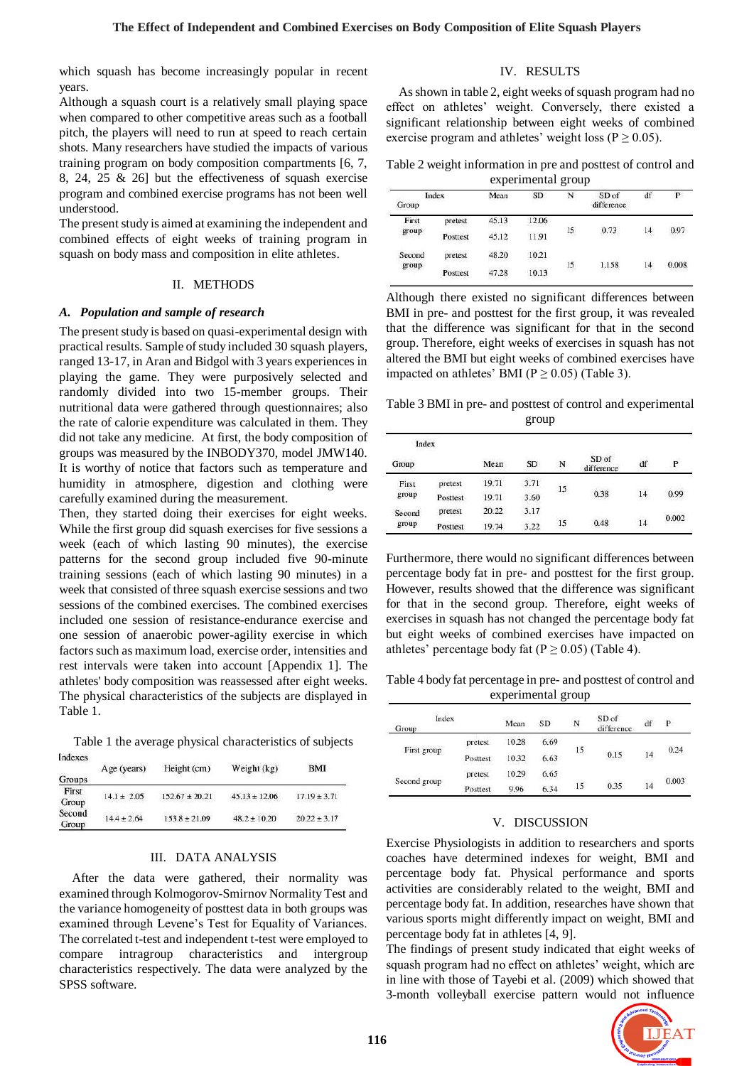which squash has become increasingly popular in recent years.

Although a squash court is a relatively small playing space when compared to other competitive areas such as a football pitch, the players will need to run at speed to reach certain shots. Many researchers have studied the impacts of various training program on body composition compartments [6, 7, 8, 24, 25 & 26] but the effectiveness of squash exercise program and combined exercise programs has not been well understood.

The present study is aimed at examining the independent and combined effects of eight weeks of training program in squash on body mass and composition in elite athletes.

## II. METHODS

### *A. Population and sample of research*

The present study is based on quasi-experimental design with practical results. Sample of study included 30 squash players, ranged 13-17, in Aran and Bidgol with 3 years experiences in playing the game. They were purposively selected and randomly divided into two 15-member groups. Their nutritional data were gathered through questionnaires; also the rate of calorie expenditure was calculated in them. They did not take any medicine. At first, the body composition of groups was measured by the INBODY370, model JMW140. It is worthy of notice that factors such as temperature and humidity in atmosphere, digestion and clothing were carefully examined during the measurement.

Then, they started doing their exercises for eight weeks. While the first group did squash exercises for five sessions a week (each of which lasting 90 minutes), the exercise patterns for the second group included five 90-minute training sessions (each of which lasting 90 minutes) in a week that consisted of three squash exercise sessions and two sessions of the combined exercises. The combined exercises included one session of resistance-endurance exercise and one session of anaerobic power-agility exercise in which factors such as maximum load, exercise order, intensities and rest intervals were taken into account [Appendix 1]. The athletes' body composition was reassessed after eight weeks. The physical characteristics of the subjects are displayed in Table 1.

Table 1 the average physical characteristics of subjects

| Indexes / Groups | Age (years) | Height (cm) | Weight (kg) | BMI |
|---|---|---|---|---|
| First Group | 14.1 ± 2.05 | 152.67 ± 20.21 | 45.13 ± 12.06 | 17.19 ± 3.71 |
| Second Group | 14.4 ± 2.64 | 153.8 ± 21.09 | 48.2 ± 10.20 | 20.22 ± 3.17 |

## III. DATA ANALYSIS

After the data were gathered, their normality was examined through Kolmogorov-Smirnov Normality Test and the variance homogeneity of posttest data in both groups was examined through Levene's Test for Equality of Variances. The correlated t-test and independent t-test were employed to compare intragroup characteristics and intergroup characteristics respectively. The data were analyzed by the SPSS software.

## IV. RESULTS

As shown in table 2, eight weeks of squash program had no effect on athletes' weight. Conversely, there existed a significant relationship between eight weeks of combined exercise program and athletes' weight loss ($P \geq 0.05$).

Table 2 weight information in pre and posttest of control and experimental group

| Group / Index | | Mean | SD | N | SD of difference | df | P |
|---|---|---|---|---|---|---|---|
| First group | pretest | 45.13 | 12.06 | 15 | 0.73 | 14 | 0.97 |
| | Posttest | 45.12 | 11.91 | | | | |
| Second group | pretest | 48.20 | 10.21 | 15 | 1.158 | 14 | 0.008 |
| | Posttest | 47.28 | 10.13 | | | | |

Although there existed no significant differences between BMI in pre- and posttest for the first group, it was revealed that the difference was significant for that in the second group. Therefore, eight weeks of exercises in squash has not altered the BMI but eight weeks of combined exercises have impacted on athletes' BMI ($P \geq 0.05$) (Table 3).

Table 3 BMI in pre- and posttest of control and experimental group

| Group / Index | | Mean | SD | N | SD of difference | df | P |
|---|---|---|---|---|---|---|---|
| First group | pretest | 19.71 | 3.71 | 15 | 0.38 | 14 | 0.99 |
| | Posttest | 19.71 | 3.60 | | | | |
| Second group | pretest | 20.22 | 3.17 | 15 | 0.48 | 14 | 0.002 |
| | Posttest | 19.74 | 3.22 | | | | |

Furthermore, there would no significant differences between percentage body fat in pre- and posttest for the first group. However, results showed that the difference was significant for that the second group. Therefore, eight weeks of exercises in squash has not changed the percentage body fat but eight weeks of combined exercises have impacted on athletes' percentage body fat ($P \geq 0.05$) (Table 4).

Table 4 body fat percentage in pre- and posttest of control and experimental group

| Group / Index | | Mean | SD | N | SD of difference | df | P |
|---|---|---|---|---|---|---|---|
| First group | pretest | 10.28 | 6.69 | 15 | 0.15 | 14 | 0.24 |
| | Posttest | 10.32 | 6.63 | | | | |
| Second group | pretest | 10.29 | 6.65 | 15 | 0.35 | 14 | 0.003 |
| | Posttest | 9.96 | 6.34 | | | | |

## V. DISCUSSION

Exercise Physiologists in addition to researchers and sports coaches have determined indexes for weight, BMI and percentage body fat. Physical performance and sports activities are considerably related to the weight, BMI and percentage body fat. In addition, researches have shown that various sports might differently impact on weight, BMI and percentage body fat in athletes [4, 9].

The findings of present study indicated that eight weeks of squash program had no effect on athletes' weight, which are in line with those of Tayebi et al. (2009) which showed that 3-month volleyball exercise pattern would not influence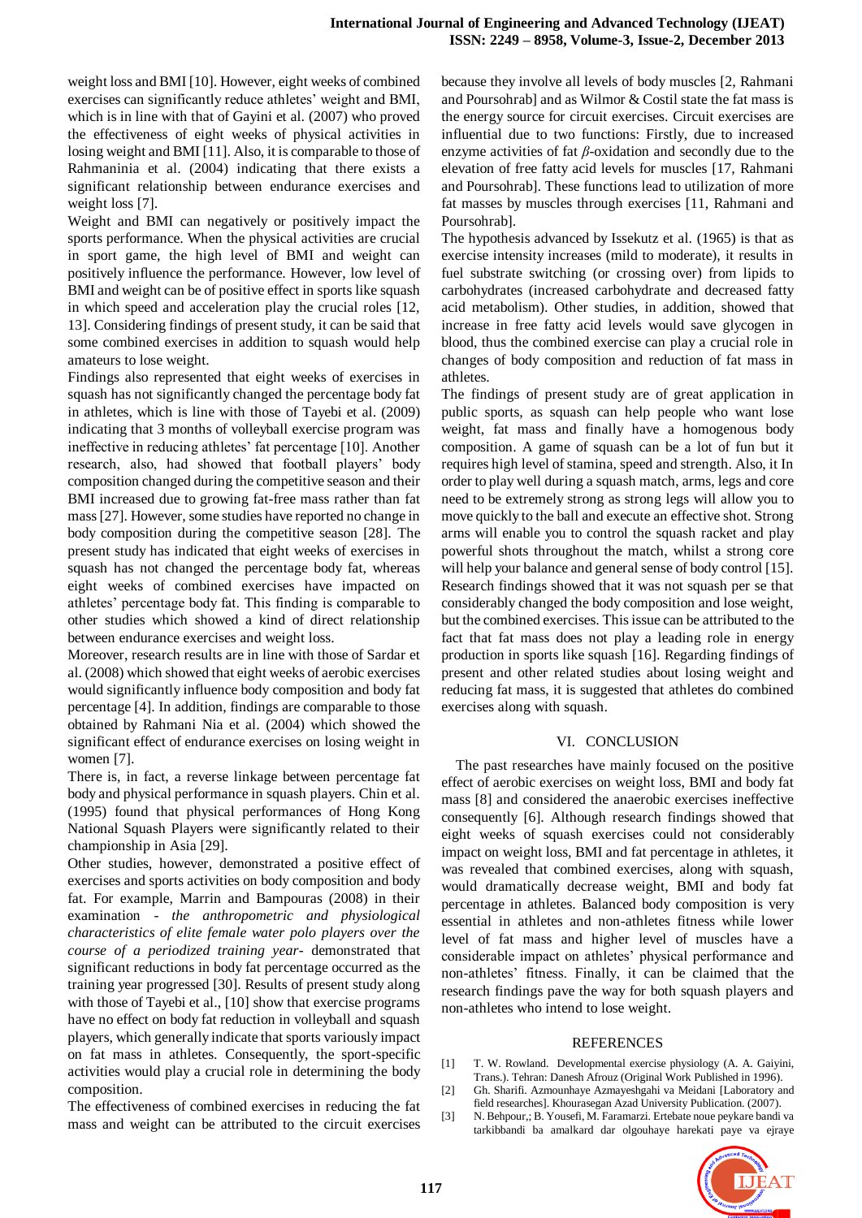weight loss and BMI [10]. However, eight weeks of combined exercises can significantly reduce athletes' weight and BMI, which is in line with that of Gayini et al. (2007) who proved the effectiveness of eight weeks of physical activities in losing weight and BMI [11]. Also, it is comparable to those of Rahmaninia et al. (2004) indicating that there exists a significant relationship between endurance exercises and weight loss [7].

Weight and BMI can negatively or positively impact the sports performance. When the physical activities are crucial in sport game, the high level of BMI and weight can positively influence the performance. However, low level of BMI and weight can be of positive effect in sports like squash in which speed and acceleration play the crucial roles [12, 13]. Considering findings of present study, it can be said that some combined exercises in addition to squash would help amateurs to lose weight.

Findings also represented that eight weeks of exercises in squash has not significantly changed the percentage body fat in athletes, which is line with those of Tayebi et al. (2009) indicating that 3 months of volleyball exercise program was ineffective in reducing athletes' fat percentage [10]. Another research, also, had showed that football players' body composition changed during the competitive season and their BMI increased due to growing fat-free mass rather than fat mass [27]. However, some studies have reported no change in body composition during the competitive season [28]. The present study has indicated that eight weeks of exercises in squash has not changed the percentage body fat, whereas eight weeks of combined exercises have impacted on athletes' percentage body fat. This finding is comparable to other studies which showed a kind of direct relationship between endurance exercises and weight loss.

Moreover, research results are in line with those of Sardar et al. (2008) which showed that eight weeks of aerobic exercises would significantly influence body composition and body fat percentage [4]. In addition, findings are comparable to those obtained by Rahmani Nia et al. (2004) which showed the significant effect of endurance exercises on losing weight in women [7].

There is, in fact, a reverse linkage between percentage fat body and physical performance in squash players. Chin et al. (1995) found that physical performances of Hong Kong National Squash Players were significantly related to their championship in Asia [29].

Other studies, however, demonstrated a positive effect of exercises and sports activities on body composition and body fat. For example, Marrin and Bampouras (2008) in their examination - *the anthropometric and physiological characteristics of elite female water polo players over the course of a periodized training year*- demonstrated that significant reductions in body fat percentage occurred as the training year progressed [30]. Results of present study along with those of Tayebi et al., [10] show that exercise programs have no effect on body fat reduction in volleyball and squash players, which generally indicate that sports variously impact on fat mass in athletes. Consequently, the sport-specific activities would play a crucial role in determining the body composition.

The effectiveness of combined exercises in reducing the fat mass and weight can be attributed to the circuit exercises because they involve all levels of body muscles [2, Rahmani and Poursohrab] and as Wilmor & Costil state the fat mass is the energy source for circuit exercises. Circuit exercises are influential due to two functions: Firstly, due to increased enzyme activities of fat $\beta$-oxidation and secondly due to the elevation of free fatty acid levels for muscles [17, Rahmani and Poursohrab]. These functions lead to utilization of more fat masses by muscles through exercises [11, Rahmani and Poursohrab].

The hypothesis advanced by Issekutz et al. (1965) is that as exercise intensity increases (mild to moderate), it results in fuel substrate switching (or crossing over) from lipids to carbohydrates (increased carbohydrate and decreased fatty acid metabolism). Other studies, in addition, showed that increase in free fatty acid levels would save glycogen in blood, thus the combined exercise can play a crucial role in changes of body composition and reduction of fat mass in athletes.

The findings of present study are of great application in public sports, as squash can help people who want lose weight, fat mass and finally have a homogenous body composition. A game of squash can be a lot of fun but it requires high level of stamina, speed and strength. Also, it In order to play well during a squash match, arms, legs and core need to be extremely strong as strong legs will allow you to move quickly to the ball and execute an effective shot. Strong arms will enable you to control the squash racket and play powerful shots throughout the match, whilst a strong core will help your balance and general sense of body control [15]. Research findings showed that it was not squash per se that considerably changed the body composition and lose weight, but the combined exercises. This issue can be attributed to the fact that fat mass does not play a leading role in energy production in sports like squash [16]. Regarding findings of present and other related studies about losing weight and reducing fat mass, it is suggested that athletes do combined exercises along with squash.

## VI. CONCLUSION

The past researches have mainly focused on the positive effect of aerobic exercises on weight loss, BMI and body fat mass [8] and considered the anaerobic exercises ineffective consequently [6]. Although research findings showed that eight weeks of squash exercises could not considerably impact on weight loss, BMI and fat percentage in athletes, it was revealed that combined exercises, along with squash, would dramatically decrease weight, BMI and body fat percentage in athletes. Balanced body composition is very essential in athletes and non-athletes fitness while lower level of fat mass and higher level of muscles have a considerable impact on athletes' physical performance and non-athletes' fitness. Finally, it can be claimed that the research findings pave the way for both squash players and non-athletes who intend to lose weight.

## REFERENCES

[1] T. W. Rowland. Developmental exercise physiology (A. A. Gaiyini, Trans.). Tehran: Danesh Afrouz (Original Work Published in 1996).

[2] Gh. Sharifi. Azmounhaye Azmayeshgahi va Meidani [Laboratory and field researches]. Khourasegan Azad University Publication. (2007).

[3] N. Behpour,; B. Yousefi, M. Faramarzi. Ertebate noue peykare bandi va tarkibbandi ba amalkard dar olgouhaye harekati paye va ejraye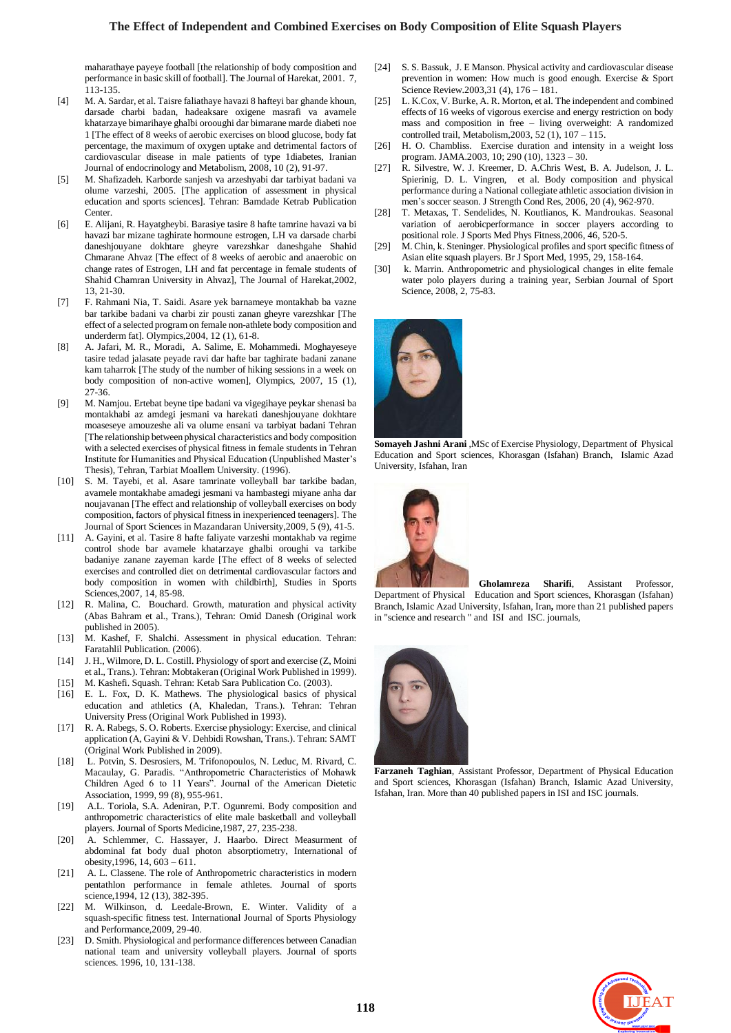maharathaye payeye football [the relationship of body composition and performance in basic skill of football]. The Journal of Harekat, 2001. 7, 113-135.

[4] M. A. Sardar, et al. Taisre faliathaye havazi 8 hafteyi bar ghande khoun, darsade charbi badan, hadeaksare oxigene masrafi va avamele khatarzaye bimarihaye ghalbi orooughi dar bimarane marde diabeti noe 1 [The effect of 8 weeks of aerobic exercises on blood glucose, body fat percentage, the maximum of oxygen uptake and detrimental factors of cardiovascular disease in male patients of type 1diabetes, Iranian Journal of endocrinology and Metabolism, 2008, 10 (2), 91-97.

[5] M. Shafizadeh. Karborde sanjesh va arzeshyabi dar tarbiyat badani va olume varzeshi, 2005. [The application of assessment in physical education and sports sciences]. Tehran: Bamdade Ketrab Publication Center.

[6] E. Alijani, R. Hayatgheybi. Barasiye tasire 8 hafte tamrine havazi va bi havazi bar mizane taghirate hormoune estrogen, LH va darsade charbi daneshjouyane dokhtare gheyre varezshkar daneshgahe Shahid Chmarane Ahvaz [The effect of 8 weeks of aerobic and anaerobic on change rates of Estrogen, LH and fat percentage in female students of Shahid Chamran University in Ahvaz], The Journal of Harekat,2002, 13, 21-30.

[7] F. Rahmani Nia, T. Saidi. Asare yek barnameye montakhab ba vazne bar tarkibe badani va charbi zir pousti zanan gheyre varezshkar [The effect of a selected program on female non-athlete body composition and underderm fat]. Olympics,2004, 12 (1), 61-8.

[8] A. Jafari, M. R., Moradi, A. Salime, E. Mohammedi. Moghayeseye tasire tedad jalasate peyade ravi dar hafte bar taghirate badani zanane kam taharrok [The study of the number of hiking sessions in a week on body composition of non-active women], Olympics, 2007, 15 (1), 27-36.

[9] M. Namjou. Ertebat beyne tipe badani va vigegihaye peykar shenasi ba montakhabi az amdegi jesmani va harekati daneshjouyane dokhtare moaseseye amouzeshe ali va olume ensani va tarbiyat badani Tehran [The relationship between physical characteristics and body composition with a selected exercises of physical fitness in female students in Tehran Institute for Humanities and Physical Education (Unpublished Master's Thesis), Tehran, Tarbiat Moallem University. (1996).

[10] S. M. Tayebi, et al. Asare tamrinate volleyball bar tarkibe badan, avamele montakhabe amadegi jesmani va hambastegi miyane anha dar noujavanan [The effect and relationship of volleyball exercises on body composition, factors of physical fitness in inexperienced teenagers]. The Journal of Sport Sciences in Mazandaran University,2009, 5 (9), 41-5.

[11] A. Gayini, et al. Tasire 8 hafte faliyate varzeshi montakhab va regime control shode bar avamele khatarzaye ghalbi oroughi va tarkibe badaniye zanane zayeman karde [The effect of 8 weeks of selected exercises and controlled diet on detrimental cardiovascular factors and body composition in women with childbirth], Studies in Sports Sciences,2007, 14, 85-98.

[12] R. Malina, C. Bouchard. Growth, maturation and physical activity (Abas Bahram et al., Trans.), Tehran: Omid Danesh (Original work published in 2005).

[13] M. Kashef, F. Shalchi. Assessment in physical education. Tehran: Faratahlil Publication. (2006).

[14] J. H., Wilmore, D. L. Costill. Physiology of sport and exercise (Z, Moini et al., Trans.). Tehran: Mobtakeran (Original Work Published in 1999).

[15] M. Kashefi. Squash. Tehran: Ketab Sara Publication Co. (2003).

[16] E. L. Fox, D. K. Mathews. The physiological basics of physical education and athletics (A, Khaledan, Trans.). Tehran: Tehran University Press (Original Work Published in 1993).

[17] R. A. Rabegs, S. O. Roberts. Exercise physiology: Exercise, and clinical application (A, Gayini & V. Dehbidi Rowshan, Trans.). Tehran: SAMT (Original Work Published in 2009).

[18] L. Potvin, S. Desrosiers, M. Trifonopoulos, N. Leduc, M. Rivard, C. Macaulay, G. Paradis. "Anthropometric Characteristics of Mohawk Children Aged 6 to 11 Years". Journal of the American Dietetic Association, 1999, 99 (8), 955-961.

[19] A.L. Toriola, S.A. Adeniran, P.T. Ogunremi. Body composition and anthropometric characteristics of elite male basketball and volleyball players. Journal of Sports Medicine,1987, 27, 235-238.

[20] A. Schlemmer, C. Hassayer, J. Haarbo. Direct Measurment of abdominal fat body dual photon absorptiometry, International of obesity,1996, 14, 603 – 611.

[21] A. L. Classene. The role of Anthropometric characteristics in modern pentathlon performance in female athletes. Journal of sports science,1994, 12 (13), 382-395.

[22] M. Wilkinson, d. Leedale-Brown, E. Winter. Validity of a squash-specific fitness test. International Journal of Sports Physiology and Performance,2009, 29-40.

[23] D. Smith. Physiological and performance differences between Canadian national team and university volleyball players. Journal of sports sciences. 1996, 10, 131-138.

[24] S. S. Bassuk, J. E Manson. Physical activity and cardiovascular disease prevention in women: How much is good enough. Exercise & Sport Science Review.2003,31 (4), 176 – 181.

[25] L. K.Cox, V. Burke, A. R. Morton, et al. The independent and combined effects of 16 weeks of vigorous exercise and energy restriction on body mass and composition in free – living overweight: A randomized controlled trail, Metabolism,2003, 52 (1), 107 – 115.

[26] H. O. Chambliss. Exercise duration and intensity in a weight loss program. JAMA.2003, 10; 290 (10), 1323 – 30.

[27] R. Silvestre, W. J. Kreemer, D. A.Chris West, B. A. Judelson, J. L. Spierinig, D. L. Vingren, et al. Body composition and physical performance during a National collegiate athletic association division in men's soccer season. J Strength Cond Res, 2006, 20 (4), 962-970.

[28] T. Metaxas, T. Sendelides, N. Koutlianos, K. Mandroukas. Seasonal variation of aerobicperformance in soccer players according to positional role. J Sports Med Phys Fitness,2006, 46, 520-5.

[29] M. Chin, k. Steninger. Physiological profiles and sport specific fitness of Asian elite squash players. Br J Sport Med, 1995, 29, 158-164.

[30] k. Marrin. Anthropometric and physiological changes in elite female water polo players during a training year, Serbian Journal of Sport Science, 2008, 2, 75-83.

**Somayeh Jashni Arani** ,MSc of Exercise Physiology, Department of Physical Education and Sport sciences, Khorasgan (Isfahan) Branch, Islamic Azad University, Isfahan, Iran

**Gholamreza Sharifi**, Assistant Professor, Department of Physical Education and Sport sciences, Khorasgan (Isfahan) Branch, Islamic Azad University, Isfahan, Iran, more than 21 published papers in "science and research " and ISI and ISC. journals,

**Farzaneh Taghian**, Assistant Professor, Department of Physical Education and Sport sciences, Khorasgan (Isfahan) Branch, Islamic Azad University, Isfahan, Iran. More than 40 published papers in ISI and ISC journals.